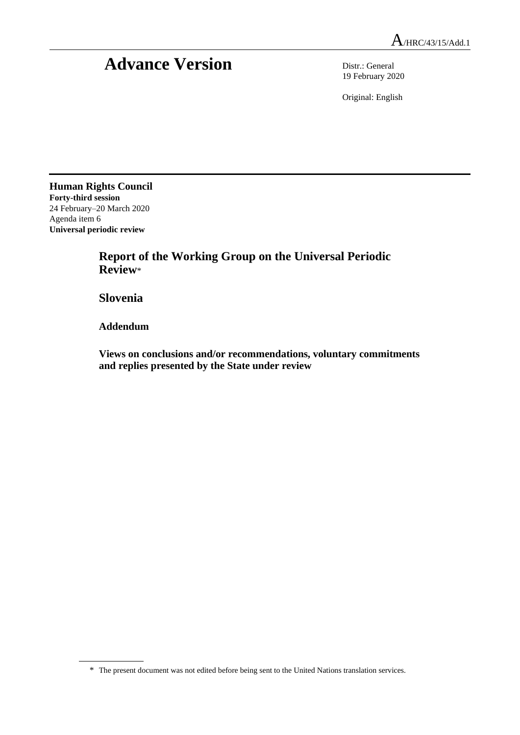A/HRC/43/15/Add.1

# Advance Version

Distr.: General
19 February 2020

Original: English

**Human Rights Council**
**Forty-third session**
24 February–20 March 2020
Agenda item 6
**Universal periodic review**

## Report of the Working Group on the Universal Periodic Review*

## Slovenia

### Addendum

### Views on conclusions and/or recommendations, voluntary commitments and replies presented by the State under review

---

\* The present document was not edited before being sent to the United Nations translation services.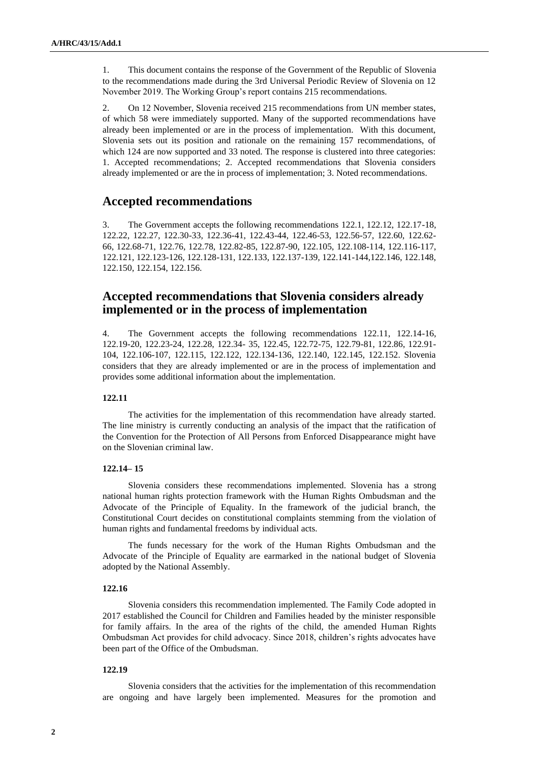1. This document contains the response of the Government of the Republic of Slovenia to the recommendations made during the 3rd Universal Periodic Review of Slovenia on 12 November 2019. The Working Group's report contains 215 recommendations.

2. On 12 November, Slovenia received 215 recommendations from UN member states, of which 58 were immediately supported. Many of the supported recommendations have already been implemented or are in the process of implementation. With this document, Slovenia sets out its position and rationale on the remaining 157 recommendations, of which 124 are now supported and 33 noted. The response is clustered into three categories: 1. Accepted recommendations; 2. Accepted recommendations that Slovenia considers already implemented or are the in process of implementation; 3. Noted recommendations.

## Accepted recommendations

3. The Government accepts the following recommendations 122.1, 122.12, 122.17-18, 122.22, 122.27, 122.30-33, 122.36-41, 122.43-44, 122.46-53, 122.56-57, 122.60, 122.62-66, 122.68-71, 122.76, 122.78, 122.82-85, 122.87-90, 122.105, 122.108-114, 122.116-117, 122.121, 122.123-126, 122.128-131, 122.133, 122.137-139, 122.141-144,122.146, 122.148, 122.150, 122.154, 122.156.

## Accepted recommendations that Slovenia considers already implemented or in the process of implementation

4. The Government accepts the following recommendations 122.11, 122.14-16, 122.19-20, 122.23-24, 122.28, 122.34- 35, 122.45, 122.72-75, 122.79-81, 122.86, 122.91-104, 122.106-107, 122.115, 122.122, 122.134-136, 122.140, 122.145, 122.152. Slovenia considers that they are already implemented or are in the process of implementation and provides some additional information about the implementation.

#### 122.11

The activities for the implementation of this recommendation have already started. The line ministry is currently conducting an analysis of the impact that the ratification of the Convention for the Protection of All Persons from Enforced Disappearance might have on the Slovenian criminal law.

#### 122.14– 15

Slovenia considers these recommendations implemented. Slovenia has a strong national human rights protection framework with the Human Rights Ombudsman and the Advocate of the Principle of Equality. In the framework of the judicial branch, the Constitutional Court decides on constitutional complaints stemming from the violation of human rights and fundamental freedoms by individual acts.

The funds necessary for the work of the Human Rights Ombudsman and the Advocate of the Principle of Equality are earmarked in the national budget of Slovenia adopted by the National Assembly.

#### 122.16

Slovenia considers this recommendation implemented. The Family Code adopted in 2017 established the Council for Children and Families headed by the minister responsible for family affairs. In the area of the rights of the child, the amended Human Rights Ombudsman Act provides for child advocacy. Since 2018, children's rights advocates have been part of the Office of the Ombudsman.

#### 122.19

Slovenia considers that the activities for the implementation of this recommendation are ongoing and have largely been implemented. Measures for the promotion and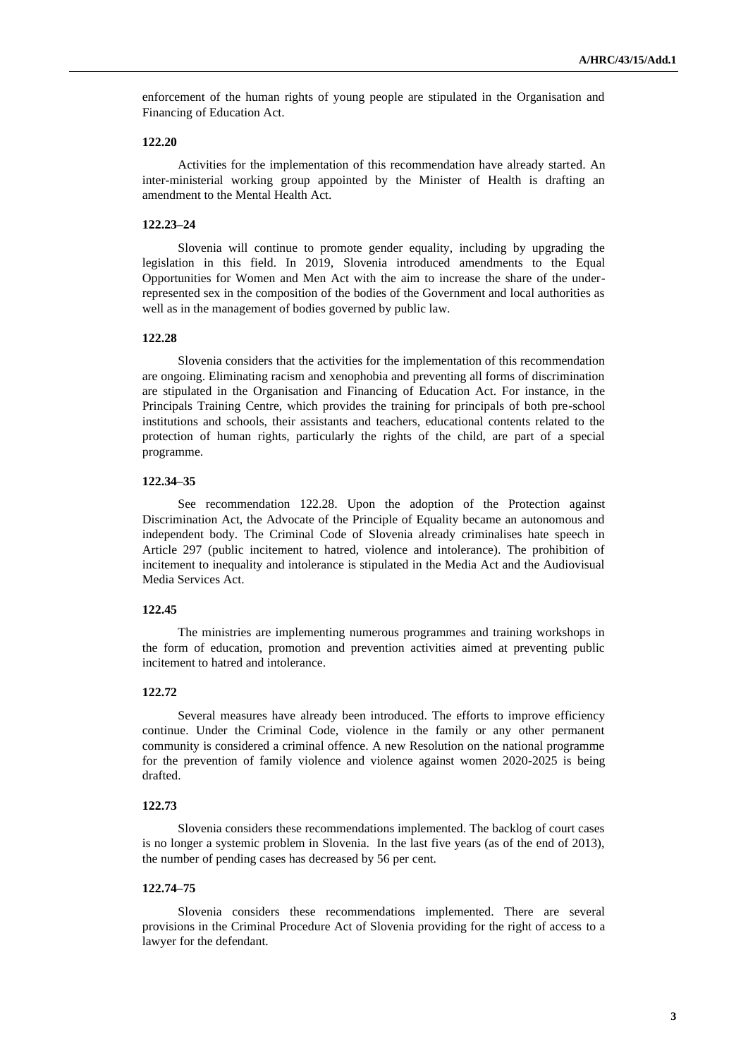enforcement of the human rights of young people are stipulated in the Organisation and Financing of Education Act.

**122.20**

Activities for the implementation of this recommendation have already started. An inter-ministerial working group appointed by the Minister of Health is drafting an amendment to the Mental Health Act.

**122.23–24**

Slovenia will continue to promote gender equality, including by upgrading the legislation in this field. In 2019, Slovenia introduced amendments to the Equal Opportunities for Women and Men Act with the aim to increase the share of the under-represented sex in the composition of the bodies of the Government and local authorities as well as in the management of bodies governed by public law.

**122.28**

Slovenia considers that the activities for the implementation of this recommendation are ongoing. Eliminating racism and xenophobia and preventing all forms of discrimination are stipulated in the Organisation and Financing of Education Act. For instance, in the Principals Training Centre, which provides the training for principals of both pre-school institutions and schools, their assistants and teachers, educational contents related to the protection of human rights, particularly the rights of the child, are part of a special programme.

**122.34–35**

See recommendation 122.28. Upon the adoption of the Protection against Discrimination Act, the Advocate of the Principle of Equality became an autonomous and independent body. The Criminal Code of Slovenia already criminalises hate speech in Article 297 (public incitement to hatred, violence and intolerance). The prohibition of incitement to inequality and intolerance is stipulated in the Media Act and the Audiovisual Media Services Act.

**122.45**

The ministries are implementing numerous programmes and training workshops in the form of education, promotion and prevention activities aimed at preventing public incitement to hatred and intolerance.

**122.72**

Several measures have already been introduced. The efforts to improve efficiency continue. Under the Criminal Code, violence in the family or any other permanent community is considered a criminal offence. A new Resolution on the national programme for the prevention of family violence and violence against women 2020-2025 is being drafted.

**122.73**

Slovenia considers these recommendations implemented. The backlog of court cases is no longer a systemic problem in Slovenia. In the last five years (as of the end of 2013), the number of pending cases has decreased by 56 per cent.

**122.74–75**

Slovenia considers these recommendations implemented. There are several provisions in the Criminal Procedure Act of Slovenia providing for the right of access to a lawyer for the defendant.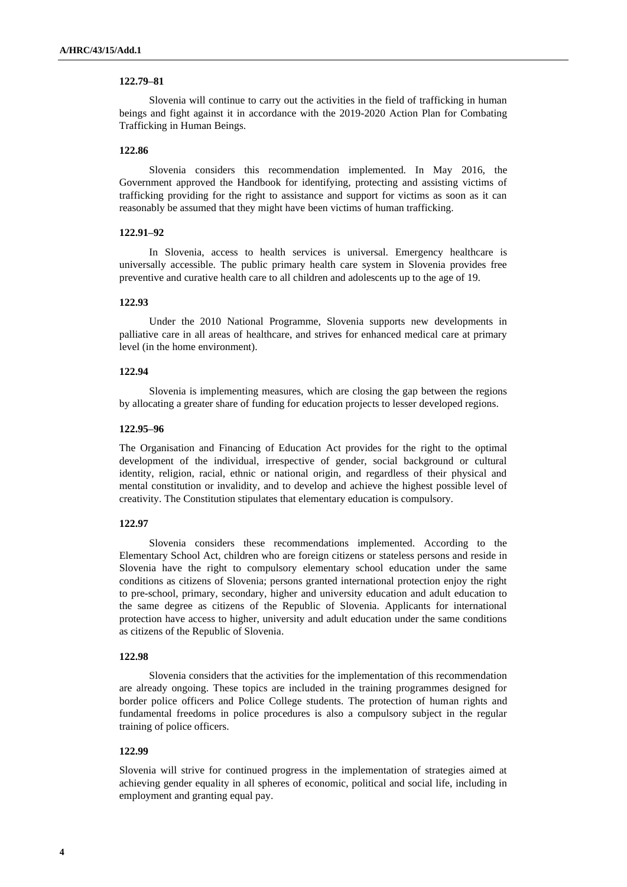#### 122.79–81

Slovenia will continue to carry out the activities in the field of trafficking in human beings and fight against it in accordance with the 2019-2020 Action Plan for Combating Trafficking in Human Beings.

#### 122.86

Slovenia considers this recommendation implemented. In May 2016, the Government approved the Handbook for identifying, protecting and assisting victims of trafficking providing for the right to assistance and support for victims as soon as it can reasonably be assumed that they might have been victims of human trafficking.

#### 122.91–92

In Slovenia, access to health services is universal. Emergency healthcare is universally accessible. The public primary health care system in Slovenia provides free preventive and curative health care to all children and adolescents up to the age of 19.

#### 122.93

Under the 2010 National Programme, Slovenia supports new developments in palliative care in all areas of healthcare, and strives for enhanced medical care at primary level (in the home environment).

#### 122.94

Slovenia is implementing measures, which are closing the gap between the regions by allocating a greater share of funding for education projects to lesser developed regions.

#### 122.95–96

The Organisation and Financing of Education Act provides for the right to the optimal development of the individual, irrespective of gender, social background or cultural identity, religion, racial, ethnic or national origin, and regardless of their physical and mental constitution or invalidity, and to develop and achieve the highest possible level of creativity. The Constitution stipulates that elementary education is compulsory.

#### 122.97

Slovenia considers these recommendations implemented. According to the Elementary School Act, children who are foreign citizens or stateless persons and reside in Slovenia have the right to compulsory elementary school education under the same conditions as citizens of Slovenia; persons granted international protection enjoy the right to pre-school, primary, secondary, higher and university education and adult education to the same degree as citizens of the Republic of Slovenia. Applicants for international protection have access to higher, university and adult education under the same conditions as citizens of the Republic of Slovenia.

#### 122.98

Slovenia considers that the activities for the implementation of this recommendation are already ongoing. These topics are included in the training programmes designed for border police officers and Police College students. The protection of human rights and fundamental freedoms in police procedures is also a compulsory subject in the regular training of police officers.

#### 122.99

Slovenia will strive for continued progress in the implementation of strategies aimed at achieving gender equality in all spheres of economic, political and social life, including in employment and granting equal pay.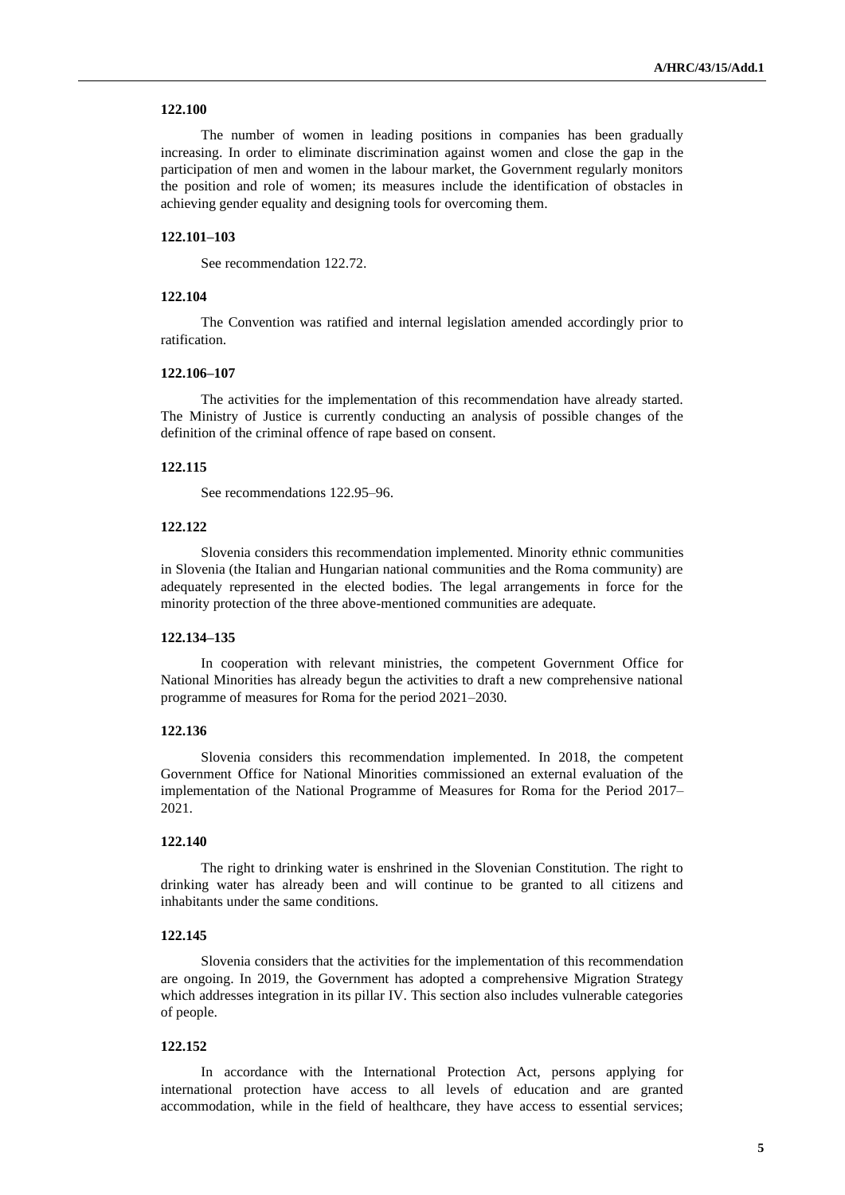**122.100**

The number of women in leading positions in companies has been gradually increasing. In order to eliminate discrimination against women and close the gap in the participation of men and women in the labour market, the Government regularly monitors the position and role of women; its measures include the identification of obstacles in achieving gender equality and designing tools for overcoming them.

**122.101–103**

See recommendation 122.72.

**122.104**

The Convention was ratified and internal legislation amended accordingly prior to ratification.

**122.106–107**

The activities for the implementation of this recommendation have already started. The Ministry of Justice is currently conducting an analysis of possible changes of the definition of the criminal offence of rape based on consent.

**122.115**

See recommendations 122.95–96.

**122.122**

Slovenia considers this recommendation implemented. Minority ethnic communities in Slovenia (the Italian and Hungarian national communities and the Roma community) are adequately represented in the elected bodies. The legal arrangements in force for the minority protection of the three above-mentioned communities are adequate.

**122.134–135**

In cooperation with relevant ministries, the competent Government Office for National Minorities has already begun the activities to draft a new comprehensive national programme of measures for Roma for the period 2021–2030.

**122.136**

Slovenia considers this recommendation implemented. In 2018, the competent Government Office for National Minorities commissioned an external evaluation of the implementation of the National Programme of Measures for Roma for the Period 2017–2021.

**122.140**

The right to drinking water is enshrined in the Slovenian Constitution. The right to drinking water has already been and will continue to be granted to all citizens and inhabitants under the same conditions.

**122.145**

Slovenia considers that the activities for the implementation of this recommendation are ongoing. In 2019, the Government has adopted a comprehensive Migration Strategy which addresses integration in its pillar IV. This section also includes vulnerable categories of people.

**122.152**

In accordance with the International Protection Act, persons applying for international protection have access to all levels of education and are granted accommodation, while in the field of healthcare, they have access to essential services;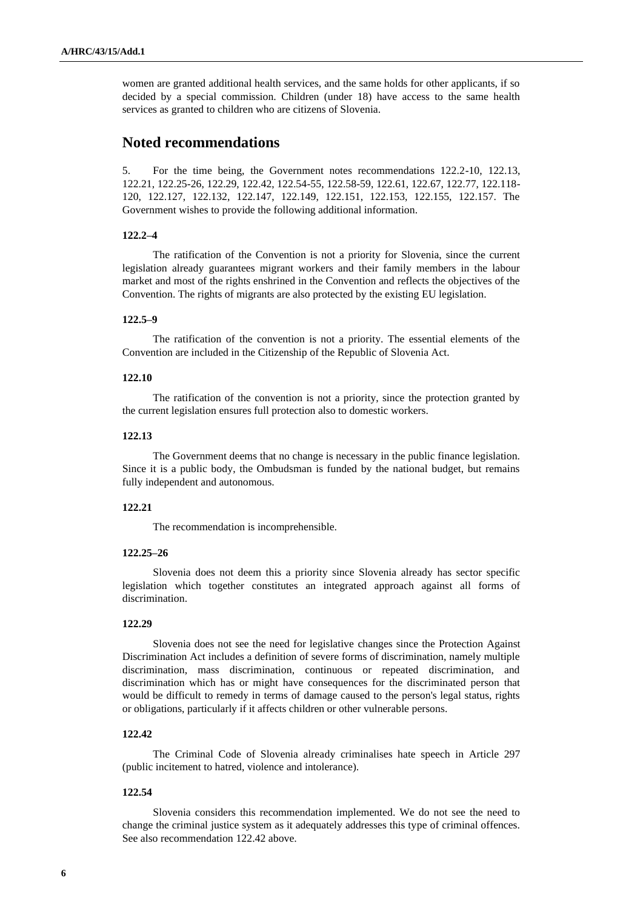women are granted additional health services, and the same holds for other applicants, if so decided by a special commission. Children (under 18) have access to the same health services as granted to children who are citizens of Slovenia.

## Noted recommendations

5. For the time being, the Government notes recommendations 122.2-10, 122.13, 122.21, 122.25-26, 122.29, 122.42, 122.54-55, 122.58-59, 122.61, 122.67, 122.77, 122.118-120, 122.127, 122.132, 122.147, 122.149, 122.151, 122.153, 122.155, 122.157. The Government wishes to provide the following additional information.

#### 122.2–4

The ratification of the Convention is not a priority for Slovenia, since the current legislation already guarantees migrant workers and their family members in the labour market and most of the rights enshrined in the Convention and reflects the objectives of the Convention. The rights of migrants are also protected by the existing EU legislation.

#### 122.5–9

The ratification of the convention is not a priority. The essential elements of the Convention are included in the Citizenship of the Republic of Slovenia Act.

#### 122.10

The ratification of the convention is not a priority, since the protection granted by the current legislation ensures full protection also to domestic workers.

#### 122.13

The Government deems that no change is necessary in the public finance legislation. Since it is a public body, the Ombudsman is funded by the national budget, but remains fully independent and autonomous.

#### 122.21

The recommendation is incomprehensible.

#### 122.25–26

Slovenia does not deem this a priority since Slovenia already has sector specific legislation which together constitutes an integrated approach against all forms of discrimination.

#### 122.29

Slovenia does not see the need for legislative changes since the Protection Against Discrimination Act includes a definition of severe forms of discrimination, namely multiple discrimination, mass discrimination, continuous or repeated discrimination, and discrimination which has or might have consequences for the discriminated person that would be difficult to remedy in terms of damage caused to the person's legal status, rights or obligations, particularly if it affects children or other vulnerable persons.

#### 122.42

The Criminal Code of Slovenia already criminalises hate speech in Article 297 (public incitement to hatred, violence and intolerance).

#### 122.54

Slovenia considers this recommendation implemented. We do not see the need to change the criminal justice system as it adequately addresses this type of criminal offences. See also recommendation 122.42 above.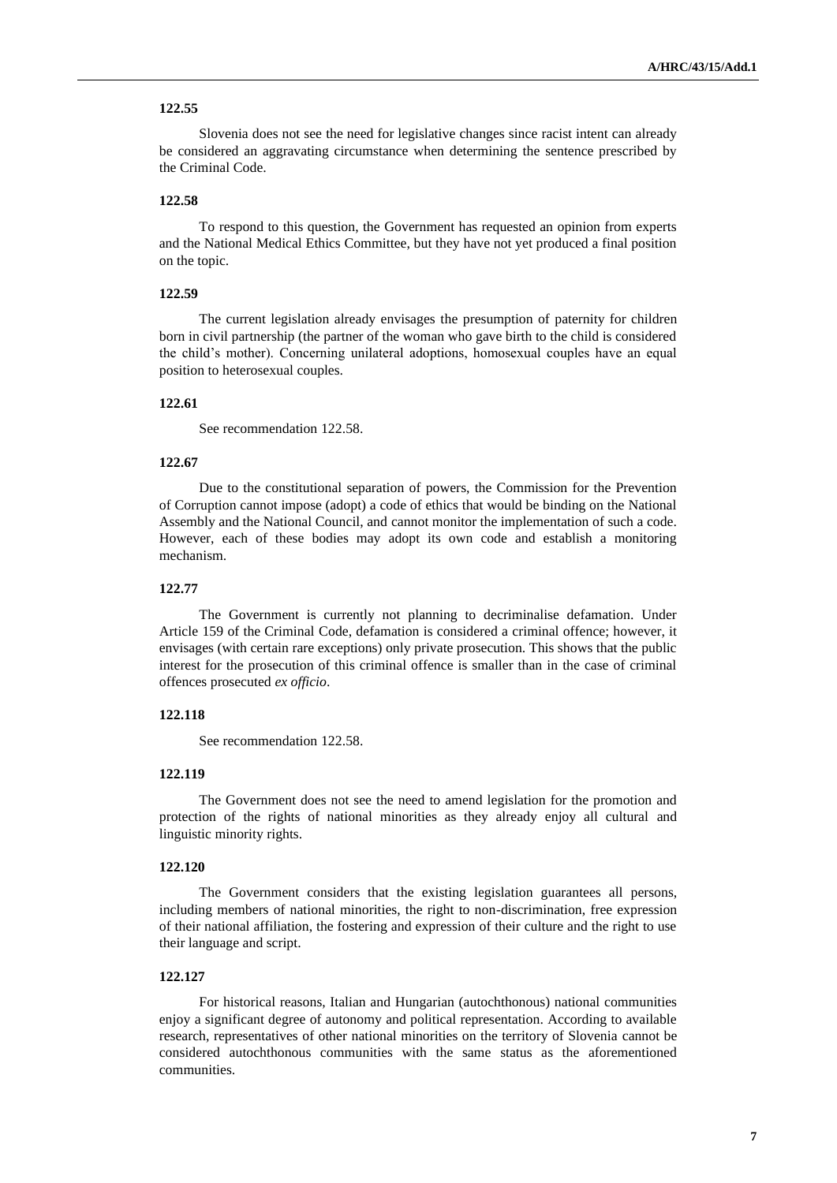**122.55**

Slovenia does not see the need for legislative changes since racist intent can already be considered an aggravating circumstance when determining the sentence prescribed by the Criminal Code.

**122.58**

To respond to this question, the Government has requested an opinion from experts and the National Medical Ethics Committee, but they have not yet produced a final position on the topic.

**122.59**

The current legislation already envisages the presumption of paternity for children born in civil partnership (the partner of the woman who gave birth to the child is considered the child's mother). Concerning unilateral adoptions, homosexual couples have an equal position to heterosexual couples.

**122.61**

See recommendation 122.58.

**122.67**

Due to the constitutional separation of powers, the Commission for the Prevention of Corruption cannot impose (adopt) a code of ethics that would be binding on the National Assembly and the National Council, and cannot monitor the implementation of such a code. However, each of these bodies may adopt its own code and establish a monitoring mechanism.

**122.77**

The Government is currently not planning to decriminalise defamation. Under Article 159 of the Criminal Code, defamation is considered a criminal offence; however, it envisages (with certain rare exceptions) only private prosecution. This shows that the public interest for the prosecution of this criminal offence is smaller than in the case of criminal offences prosecuted *ex officio*.

**122.118**

See recommendation 122.58.

**122.119**

The Government does not see the need to amend legislation for the promotion and protection of the rights of national minorities as they already enjoy all cultural and linguistic minority rights.

**122.120**

The Government considers that the existing legislation guarantees all persons, including members of national minorities, the right to non-discrimination, free expression of their national affiliation, the fostering and expression of their culture and the right to use their language and script.

**122.127**

For historical reasons, Italian and Hungarian (autochthonous) national communities enjoy a significant degree of autonomy and political representation. According to available research, representatives of other national minorities on the territory of Slovenia cannot be considered autochthonous communities with the same status as the aforementioned communities.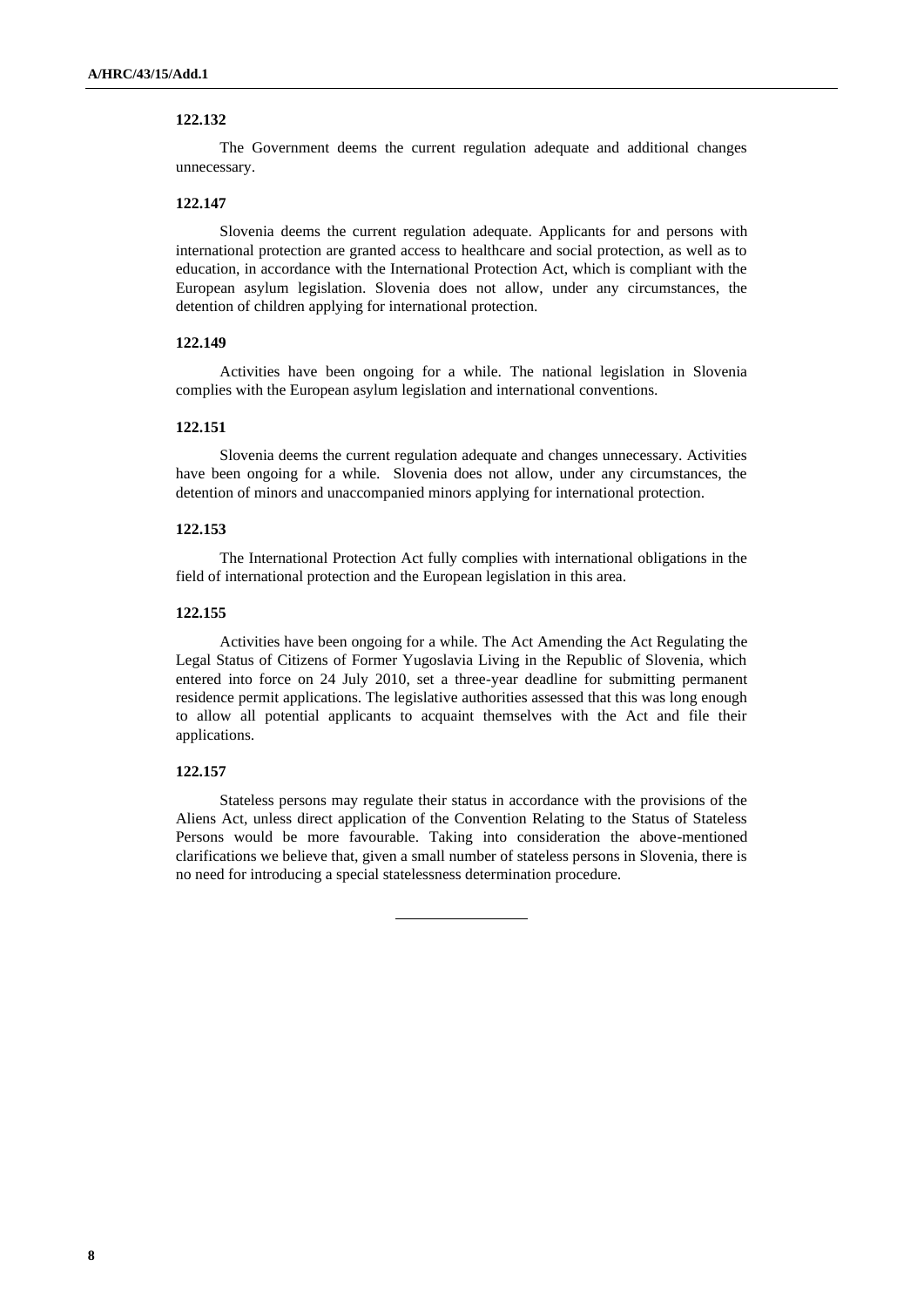**122.132**

The Government deems the current regulation adequate and additional changes unnecessary.

**122.147**

Slovenia deems the current regulation adequate. Applicants for and persons with international protection are granted access to healthcare and social protection, as well as to education, in accordance with the International Protection Act, which is compliant with the European asylum legislation. Slovenia does not allow, under any circumstances, the detention of children applying for international protection.

**122.149**

Activities have been ongoing for a while. The national legislation in Slovenia complies with the European asylum legislation and international conventions.

**122.151**

Slovenia deems the current regulation adequate and changes unnecessary. Activities have been ongoing for a while. Slovenia does not allow, under any circumstances, the detention of minors and unaccompanied minors applying for international protection.

**122.153**

The International Protection Act fully complies with international obligations in the field of international protection and the European legislation in this area.

**122.155**

Activities have been ongoing for a while. The Act Amending the Act Regulating the Legal Status of Citizens of Former Yugoslavia Living in the Republic of Slovenia, which entered into force on 24 July 2010, set a three-year deadline for submitting permanent residence permit applications. The legislative authorities assessed that this was long enough to allow all potential applicants to acquaint themselves with the Act and file their applications.

**122.157**

Stateless persons may regulate their status in accordance with the provisions of the Aliens Act, unless direct application of the Convention Relating to the Status of Stateless Persons would be more favourable. Taking into consideration the above-mentioned clarifications we believe that, given a small number of stateless persons in Slovenia, there is no need for introducing a special statelessness determination procedure.